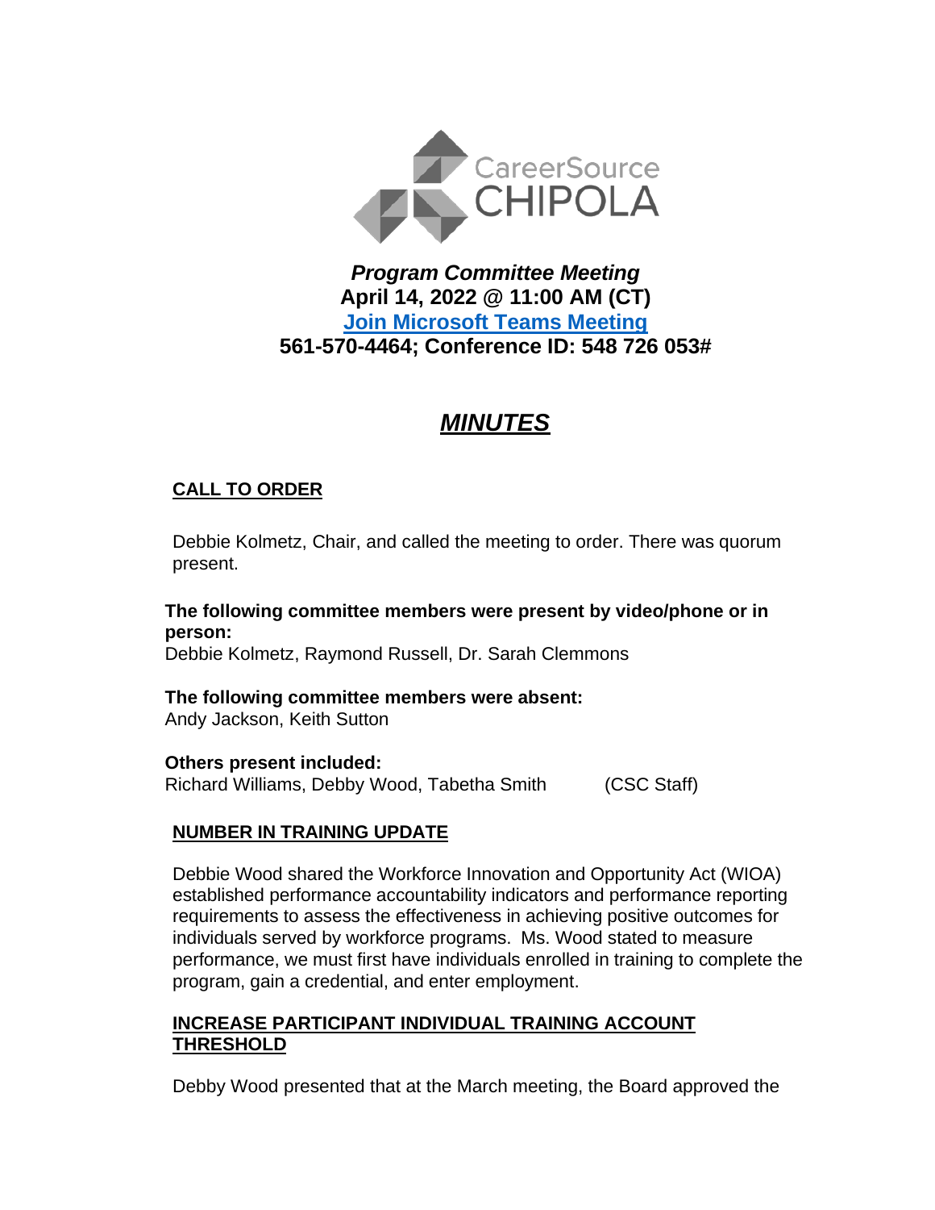CareerSource CHIPOLA

***Program Committee Meeting***
**April 14, 2022 @ 11:00 AM (CT)**
**[Join Microsoft Teams Meeting]()**
**561-570-4464; Conference ID: 548 726 053#**

# ***MINUTES***

## CALL TO ORDER

Debbie Kolmetz, Chair, and called the meeting to order. There was quorum present.

**The following committee members were present by video/phone or in person:**
Debbie Kolmetz, Raymond Russell, Dr. Sarah Clemmons

**The following committee members were absent:**
Andy Jackson, Keith Sutton

**Others present included:**
Richard Williams, Debby Wood, Tabetha Smith (CSC Staff)

## NUMBER IN TRAINING UPDATE

Debbie Wood shared the Workforce Innovation and Opportunity Act (WIOA) established performance accountability indicators and performance reporting requirements to assess the effectiveness in achieving positive outcomes for individuals served by workforce programs. Ms. Wood stated to measure performance, we must first have individuals enrolled in training to complete the program, gain a credential, and enter employment.

## INCREASE PARTICIPANT INDIVIDUAL TRAINING ACCOUNT THRESHOLD

Debby Wood presented that at the March meeting, the Board approved the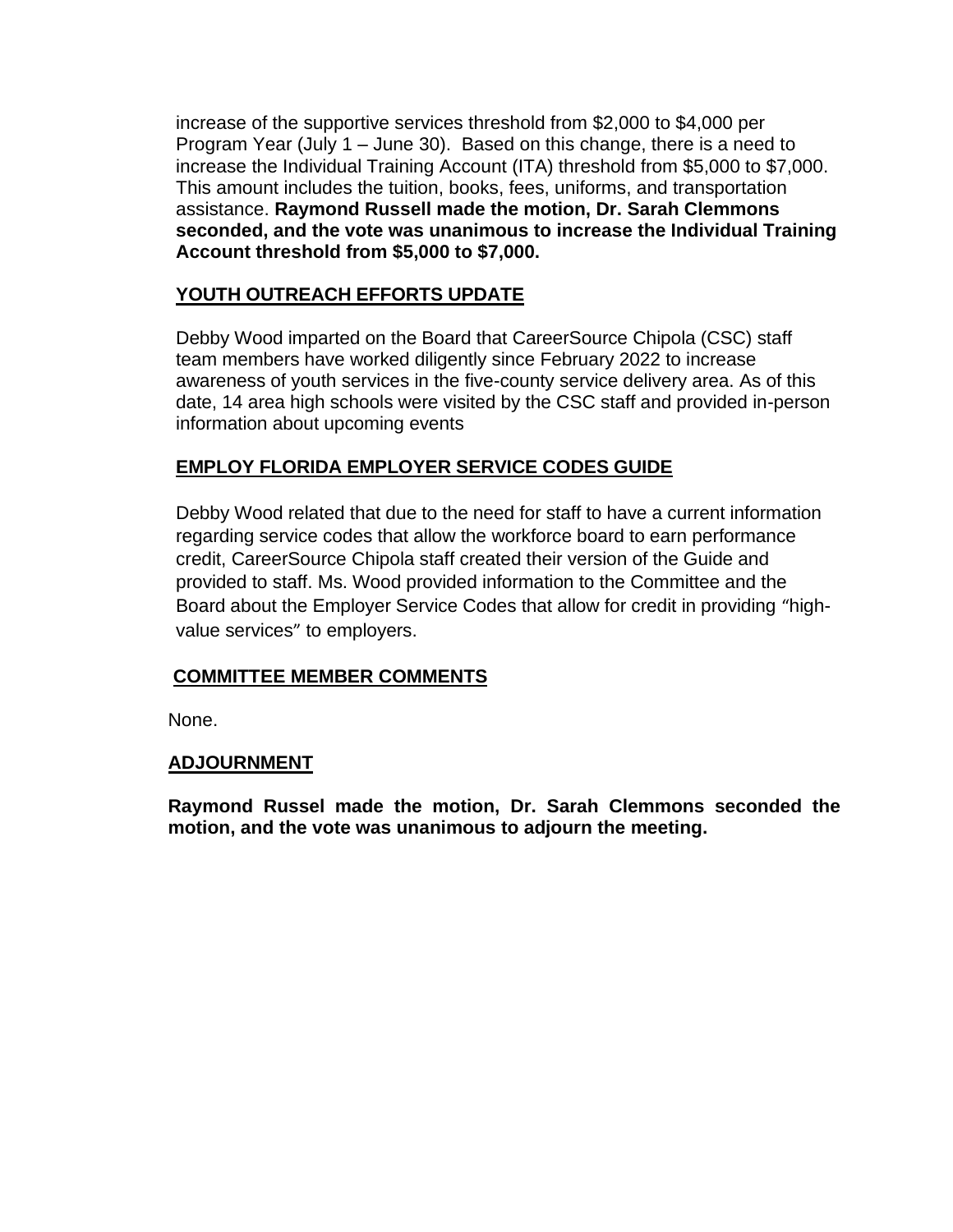increase of the supportive services threshold from $2,000 to $4,000 per Program Year (July 1 – June 30). Based on this change, there is a need to increase the Individual Training Account (ITA) threshold from $5,000 to $7,000. This amount includes the tuition, books, fees, uniforms, and transportation assistance. **Raymond Russell made the motion, Dr. Sarah Clemmons seconded, and the vote was unanimous to increase the Individual Training Account threshold from $5,000 to $7,000.**

## YOUTH OUTREACH EFFORTS UPDATE

Debby Wood imparted on the Board that CareerSource Chipola (CSC) staff team members have worked diligently since February 2022 to increase awareness of youth services in the five-county service delivery area. As of this date, 14 area high schools were visited by the CSC staff and provided in-person information about upcoming events

## EMPLOY FLORIDA EMPLOYER SERVICE CODES GUIDE

Debby Wood related that due to the need for staff to have a current information regarding service codes that allow the workforce board to earn performance credit, CareerSource Chipola staff created their version of the Guide and provided to staff. Ms. Wood provided information to the Committee and the Board about the Employer Service Codes that allow for credit in providing "high-value services" to employers.

## COMMITTEE MEMBER COMMENTS

None.

## ADJOURNMENT

**Raymond Russel made the motion, Dr. Sarah Clemmons seconded the motion, and the vote was unanimous to adjourn the meeting.**